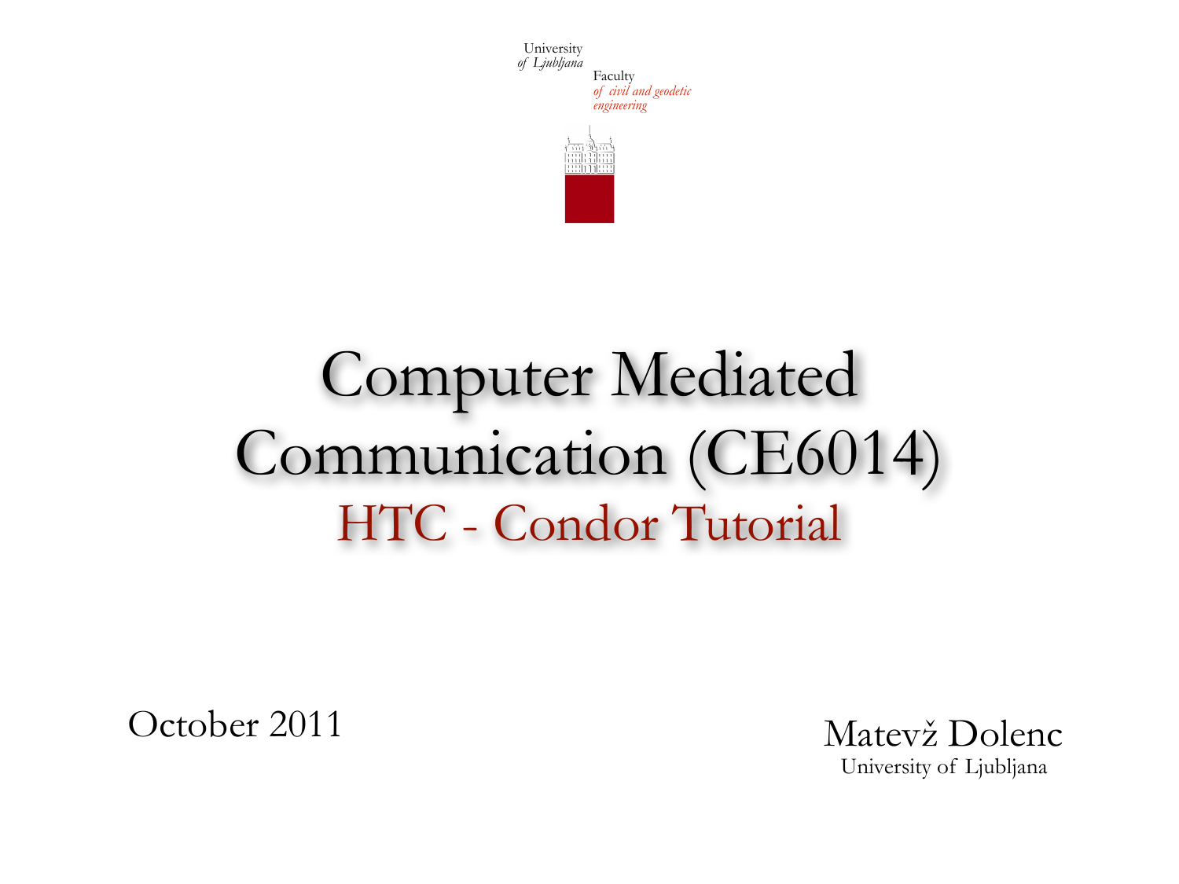University
*of Ljubljana*

Faculty
*of civil and geodetic engineering*

# Computer Mediated Communication (CE6014)

## HTC - Condor Tutorial

October 2011

Matevž Dolenc
University of Ljubljana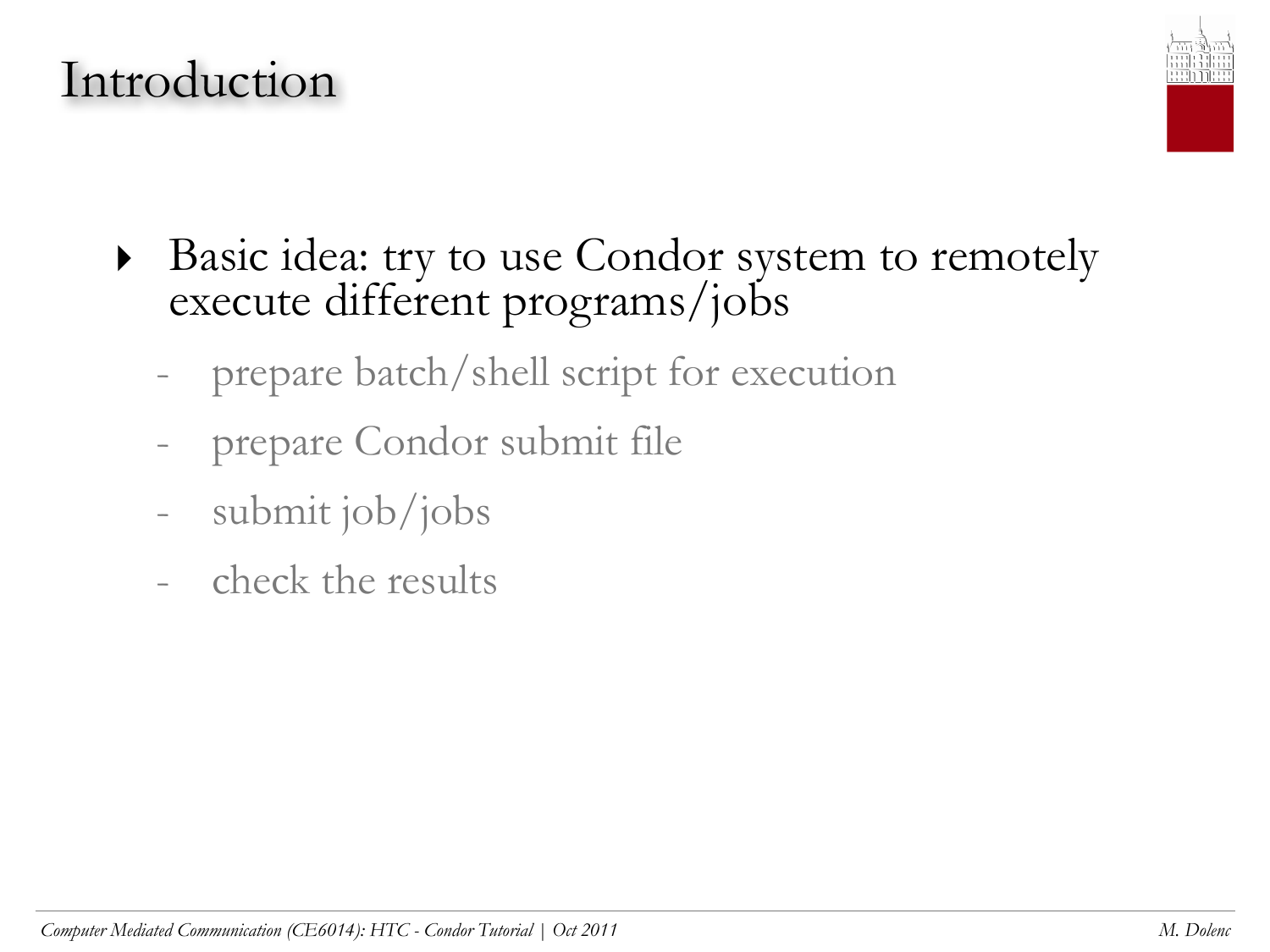# Introduction

- Basic idea: try to use Condor system to remotely execute different programs/jobs
  - prepare batch/shell script for execution
  - prepare Condor submit file
  - submit job/jobs
  - check the results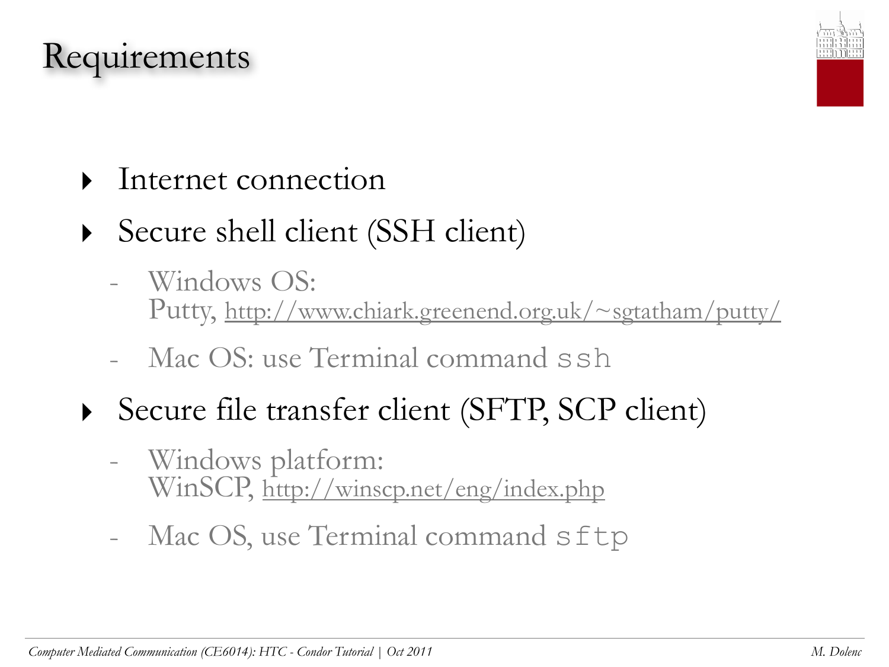# Requirements

- Internet connection
- Secure shell client (SSH client)
  - Windows OS:
    Putty, http://www.chiark.greenend.org.uk/~sgtatham/putty/
  - Mac OS: use Terminal command `ssh`
- Secure file transfer client (SFTP, SCP client)
  - Windows platform:
    WinSCP, http://winscp.net/eng/index.php
  - Mac OS, use Terminal command `sftp`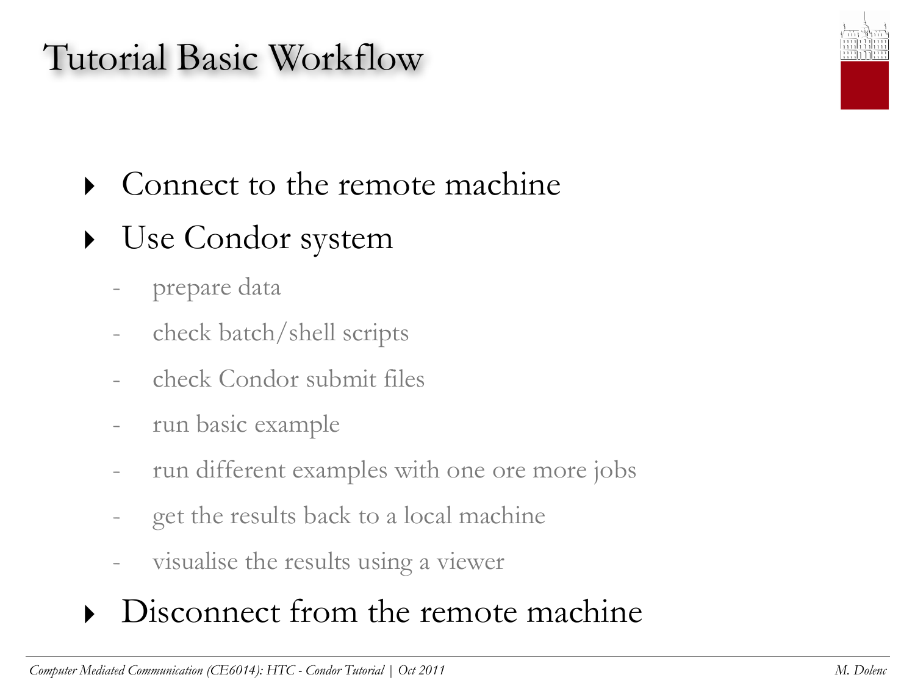# Tutorial Basic Workflow

- Connect to the remote machine
- Use Condor system
  - prepare data
  - check batch/shell scripts
  - check Condor submit files
  - run basic example
  - run different examples with one ore more jobs
  - get the results back to a local machine
  - visualise the results using a viewer
- Disconnect from the remote machine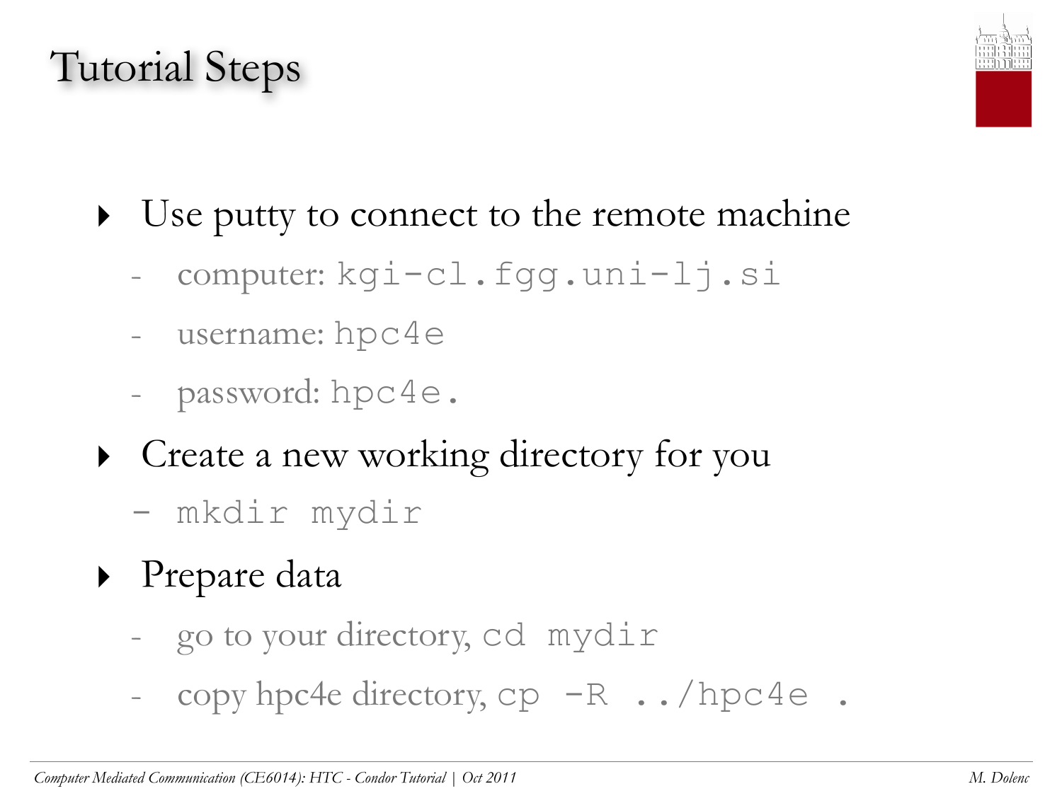# Tutorial Steps

- Use putty to connect to the remote machine
  - computer: `kgi-cl.fgg.uni-lj.si`
  - username: `hpc4e`
  - password: `hpc4e.`
- Create a new working directory for you
  - `mkdir mydir`
- Prepare data
  - go to your directory, `cd mydir`
  - copy hpc4e directory, `cp -R ../hpc4e .`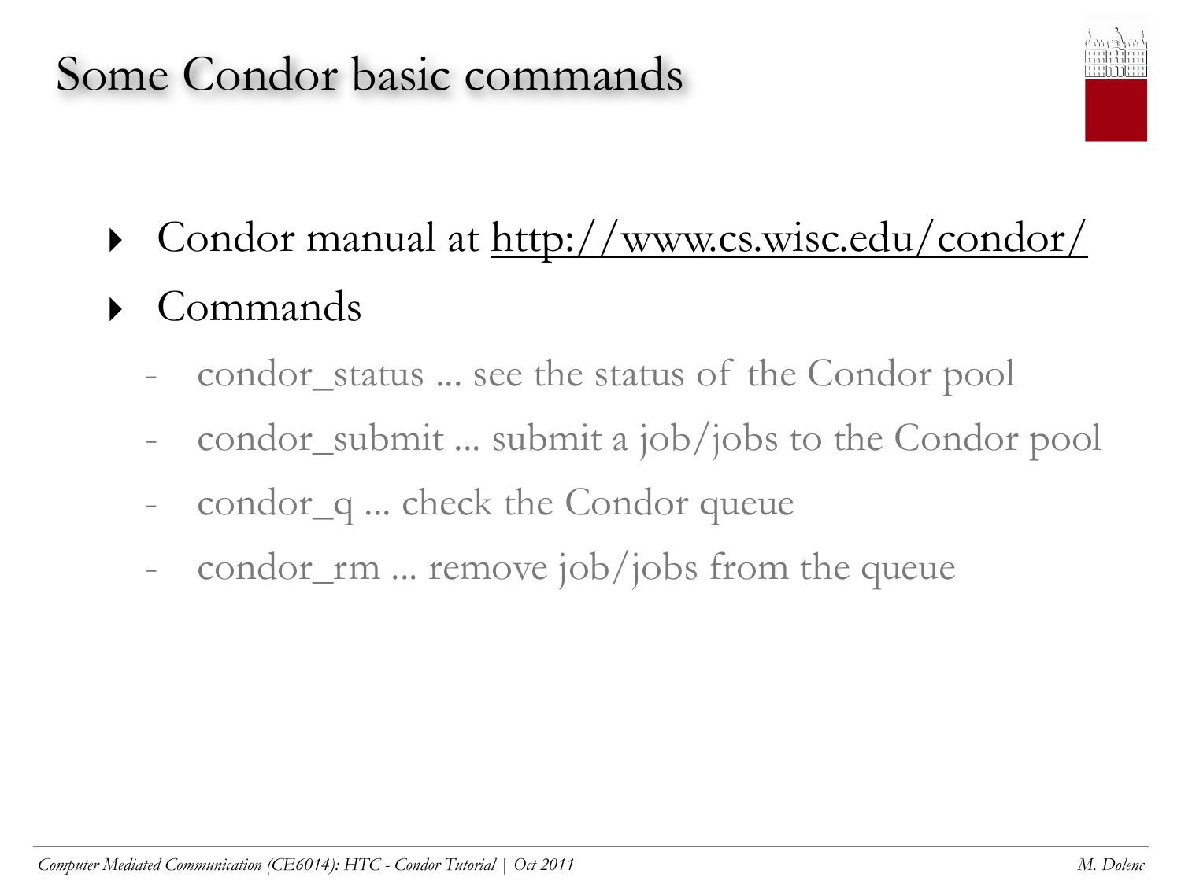# Some Condor basic commands

- Condor manual at http://www.cs.wisc.edu/condor/
- Commands
  - condor_status ... see the status of the Condor pool
  - condor_submit ... submit a job/jobs to the Condor pool
  - condor_q ... check the Condor queue
  - condor_rm ... remove job/jobs from the queue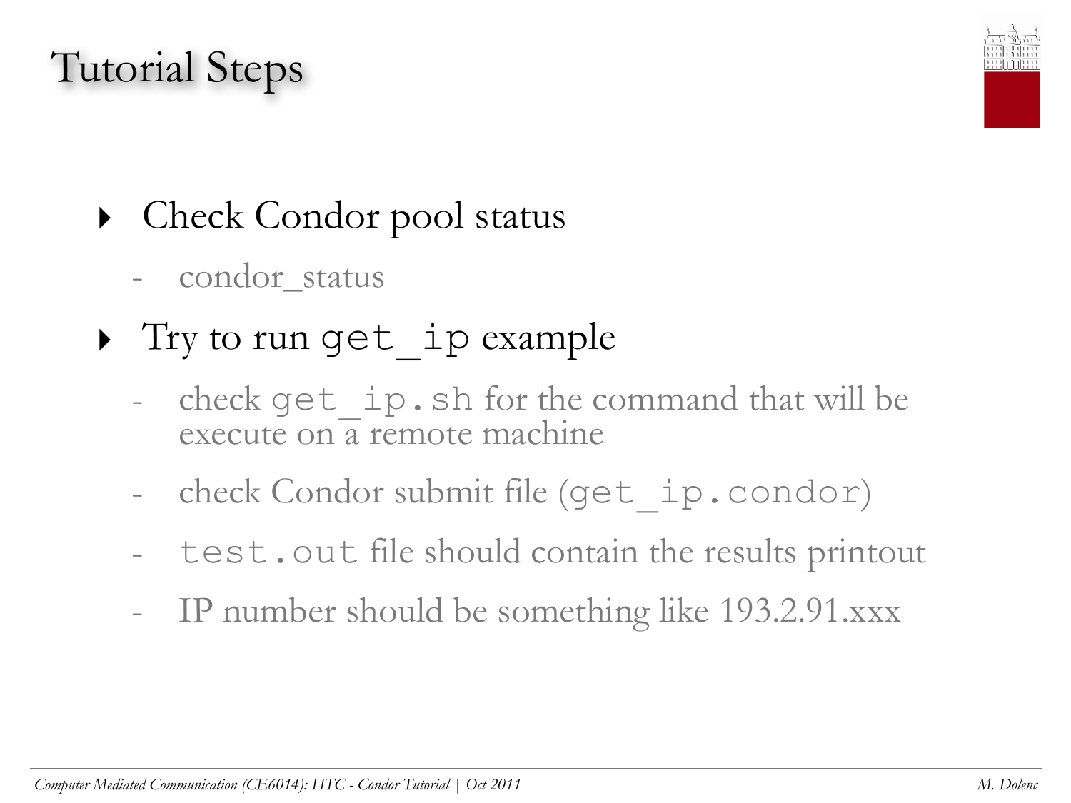# Tutorial Steps

- Check Condor pool status
  - condor_status
- Try to run `get_ip` example
  - check `get_ip.sh` for the command that will be execute on a remote machine
  - check Condor submit file (`get_ip.condor`)
  - `test.out` file should contain the results printout
  - IP number should be something like 193.2.91.xxx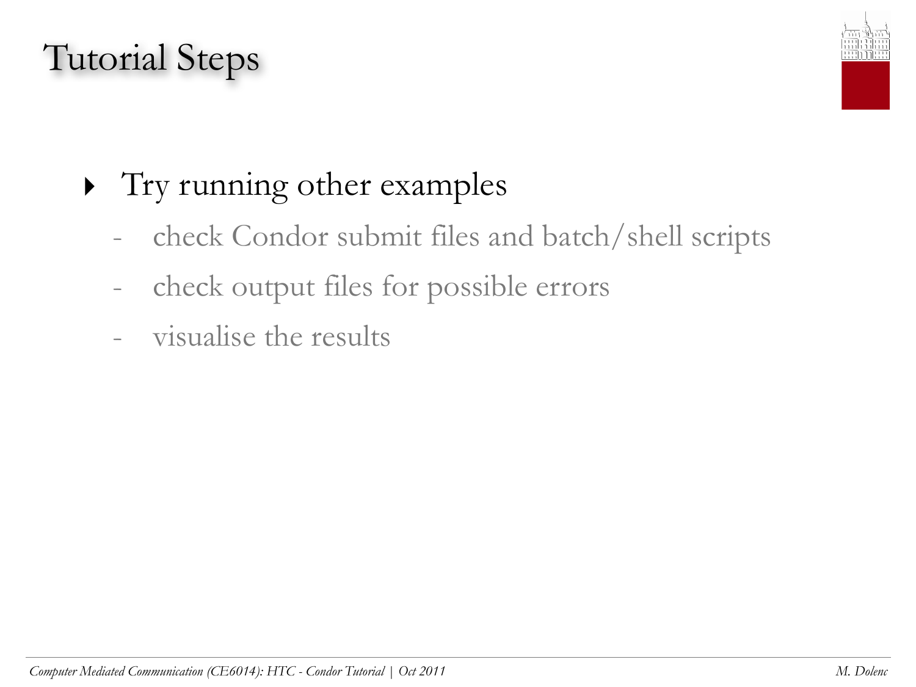# Tutorial Steps

- Try running other examples
  - check Condor submit files and batch/shell scripts
  - check output files for possible errors
  - visualise the results